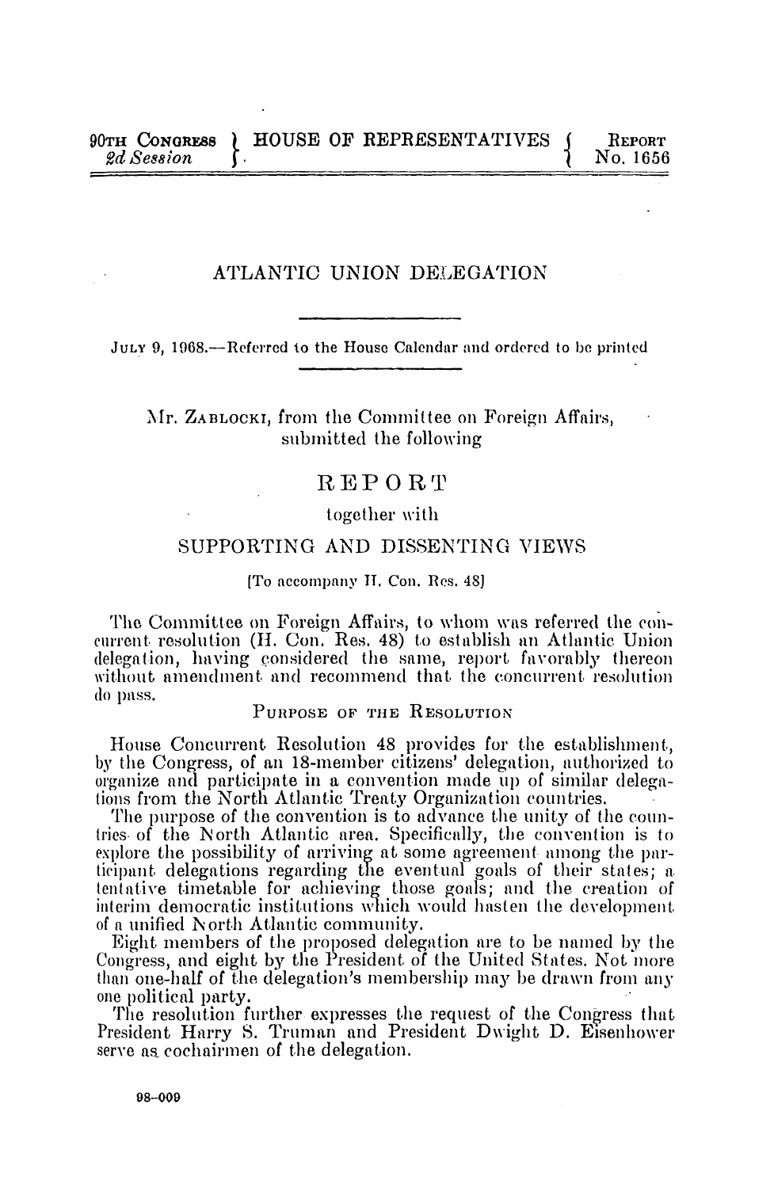90TH CONGRESS 2d Session | HOUSE OF REPRESENTATIVES | REPORT No. 1656

# ATLANTIC UNION DELEGATION

JULY 9, 1968.—Referred to the House Calendar and ordered to be printed

Mr. ZABLOCKI, from the Committee on Foreign Affairs, submitted the following

## REPORT

together with

## SUPPORTING AND DISSENTING VIEWS

[To accompany H. Con. Res. 48]

The Committee on Foreign Affairs, to whom was referred the concurrent resolution (H. Con. Res. 48) to establish an Atlantic Union delegation, having considered the same, report favorably thereon without amendment and recommend that the concurrent resolution do pass.

### PURPOSE OF THE RESOLUTION

House Concurrent Resolution 48 provides for the establishment, by the Congress, of an 18-member citizens' delegation, authorized to organize and participate in a convention made up of similar delegations from the North Atlantic Treaty Organization countries.

The purpose of the convention is to advance the unity of the countries of the North Atlantic area. Specifically, the convention is to explore the possibility of arriving at some agreement among the participant delegations regarding the eventual goals of their states; a tentative timetable for achieving those goals; and the creation of interim democratic institutions which would hasten the development of a unified North Atlantic community.

Eight members of the proposed delegation are to be named by the Congress, and eight by the President of the United States. Not more than one-half of the delegation's membership may be drawn from any one political party.

The resolution further expresses the request of the Congress that President Harry S. Truman and President Dwight D. Eisenhower serve as cochairmen of the delegation.

98-009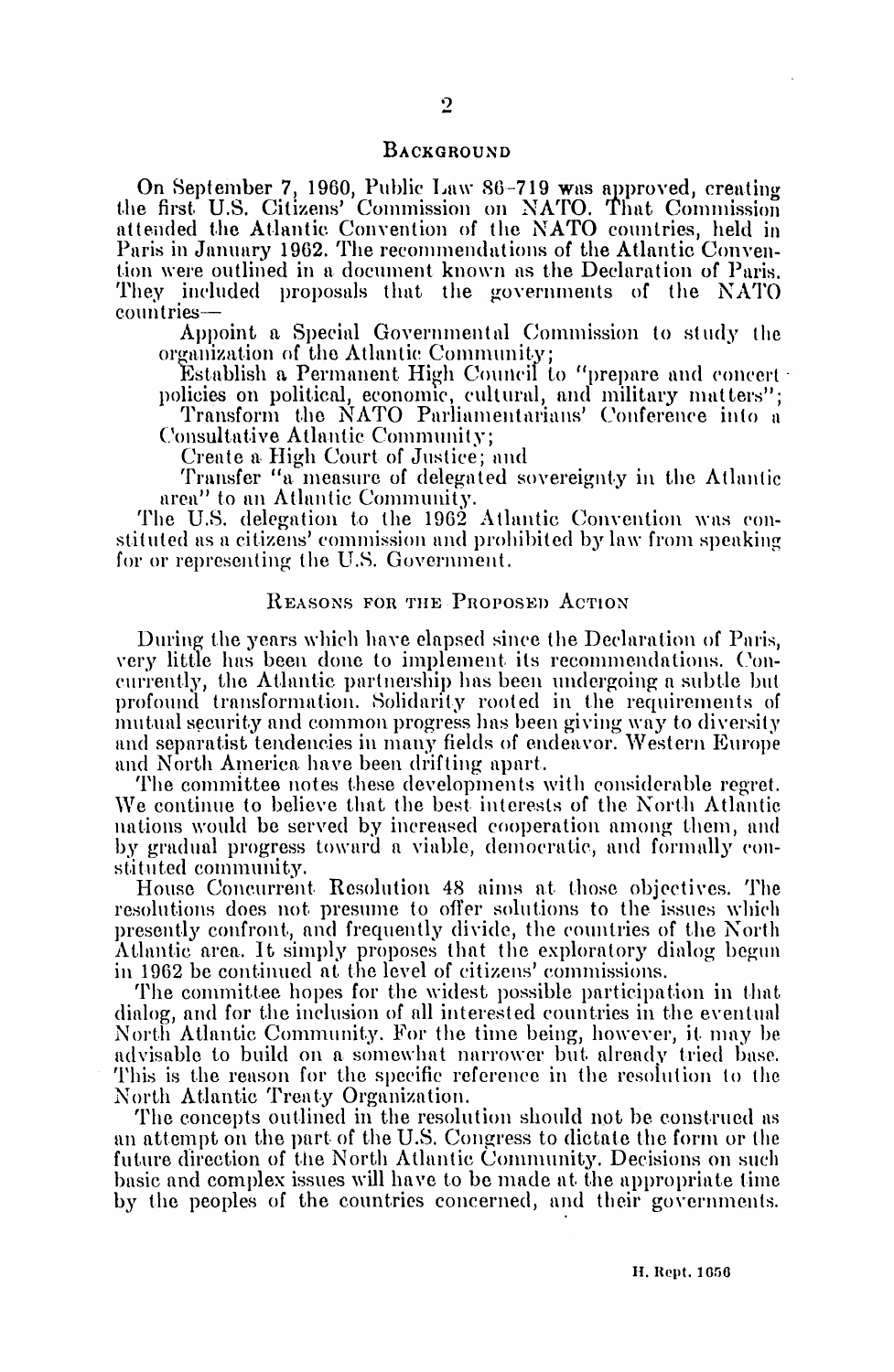## Background

On September 7, 1960, Public Law 86-719 was approved, creating the first U.S. Citizens' Commission on NATO. That Commission attended the Atlantic Convention of the NATO countries, held in Paris in January 1962. The recommendations of the Atlantic Convention were outlined in a document known as the Declaration of Paris. They included proposals that the governments of the NATO countries—

- Appoint a Special Governmental Commission to study the organization of the Atlantic Community;
- Establish a Permanent High Council to "prepare and concert policies on political, economic, cultural, and military matters";
- Transform the NATO Parliamentarians' Conference into a Consultative Atlantic Community;
- Create a High Court of Justice; and
- Transfer "a measure of delegated sovereignty in the Atlantic area" to an Atlantic Community.

The U.S. delegation to the 1962 Atlantic Convention was constituted as a citizens' commission and prohibited by law from speaking for or representing the U.S. Government.

## Reasons for the Proposed Action

During the years which have elapsed since the Declaration of Paris, very little has been done to implement its recommendations. Concurrently, the Atlantic partnership has been undergoing a subtle but profound transformation. Solidarity rooted in the requirements of mutual security and common progress has been giving way to diversity and separatist tendencies in many fields of endeavor. Western Europe and North America have been drifting apart.

The committee notes these developments with considerable regret. We continue to believe that the best interests of the North Atlantic nations would be served by increased cooperation among them, and by gradual progress toward a viable, democratic, and formally constituted community.

House Concurrent Resolution 48 aims at those objectives. The resolutions does not presume to offer solutions to the issues which presently confront, and frequently divide, the countries of the North Atlantic area. It simply proposes that the exploratory dialog begun in 1962 be continued at the level of citizens' commissions.

The committee hopes for the widest possible participation in that dialog, and for the inclusion of all interested countries in the eventual North Atlantic Community. For the time being, however, it may be advisable to build on a somewhat narrower but already tried base. This is the reason for the specific reference in the resolution to the North Atlantic Treaty Organization.

The concepts outlined in the resolution should not be construed as an attempt on the part of the U.S. Congress to dictate the form or the future direction of the North Atlantic Community. Decisions on such basic and complex issues will have to be made at the appropriate time by the peoples of the countries concerned, and their governments.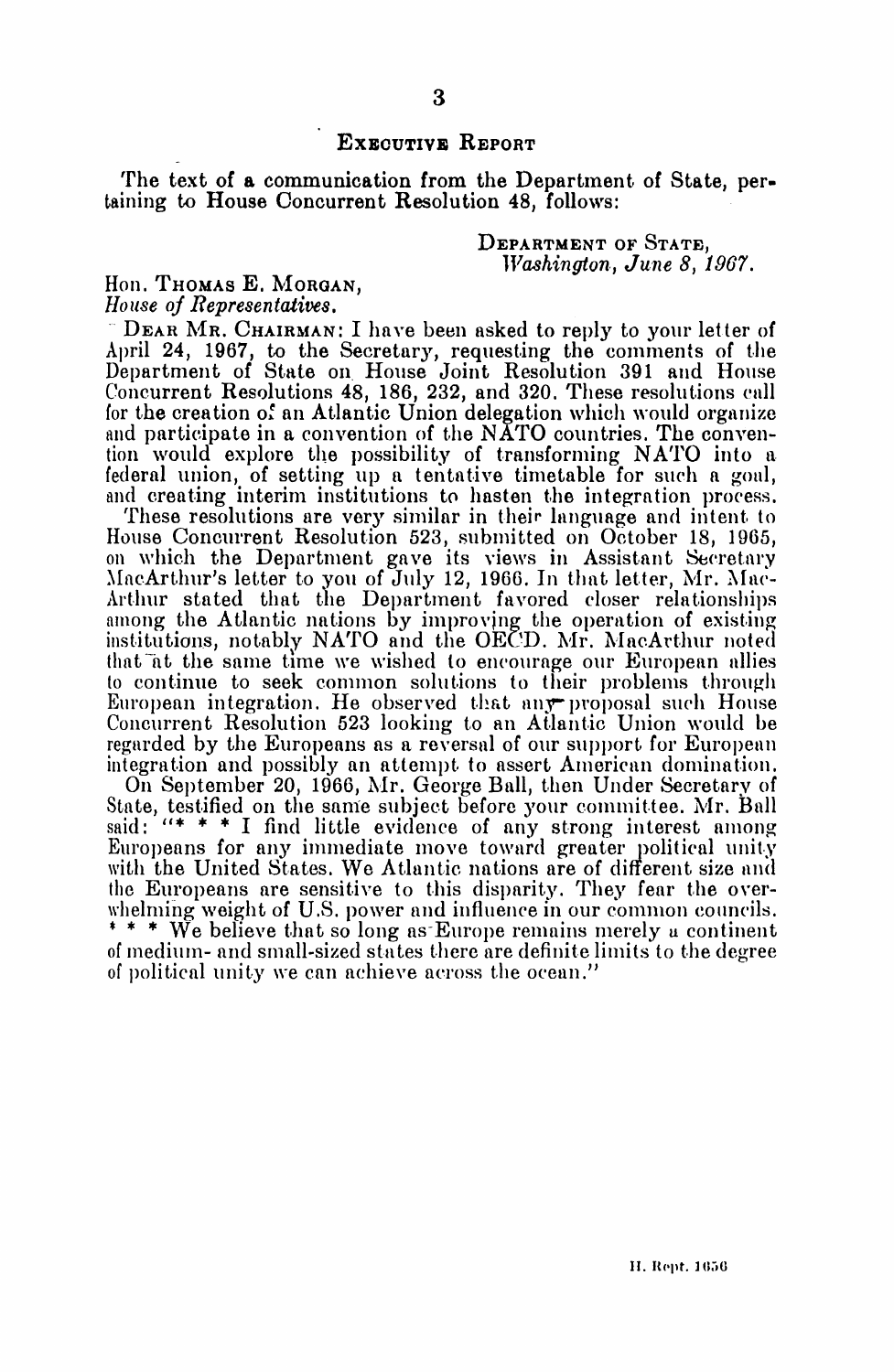EXECUTIVE REPORT

The text of a communication from the Department of State, pertaining to House Concurrent Resolution 48, follows:

DEPARTMENT OF STATE,
*Washington, June 8, 1967.*

Hon. THOMAS E. MORGAN,
*House of Representatives.*

DEAR MR. CHAIRMAN: I have been asked to reply to your letter of April 24, 1967, to the Secretary, requesting the comments of the Department of State on House Joint Resolution 391 and House Concurrent Resolutions 48, 186, 232, and 320. These resolutions call for the creation of an Atlantic Union delegation which would organize and participate in a convention of the NATO countries. The convention would explore the possibility of transforming NATO into a federal union, of setting up a tentative timetable for such a goal, and creating interim institutions to hasten the integration process.

These resolutions are very similar in their language and intent to House Concurrent Resolution 523, submitted on October 18, 1965, on which the Department gave its views in Assistant Secretary MacArthur's letter to you of July 12, 1966. In that letter, Mr. MacArthur stated that the Department favored closer relationships among the Atlantic nations by improving the operation of existing institutions, notably NATO and the OECD. Mr. MacArthur noted that at the same time we wished to encourage our European allies to continue to seek common solutions to their problems through European integration. He observed that any proposal such House Concurrent Resolution 523 looking to an Atlantic Union would be regarded by the Europeans as a reversal of our support for European integration and possibly an attempt to assert American domination.

On September 20, 1966, Mr. George Ball, then Under Secretary of State, testified on the same subject before your committee. Mr. Ball said: "* * * I find little evidence of any strong interest among Europeans for any immediate move toward greater political unity with the United States. We Atlantic nations are of different size and the Europeans are sensitive to this disparity. They fear the overwhelming weight of U.S. power and influence in our common councils. * * * We believe that so long as Europe remains merely a continent of medium- and small-sized states there are definite limits to the degree of political unity we can achieve across the ocean."

H. Rept. 1656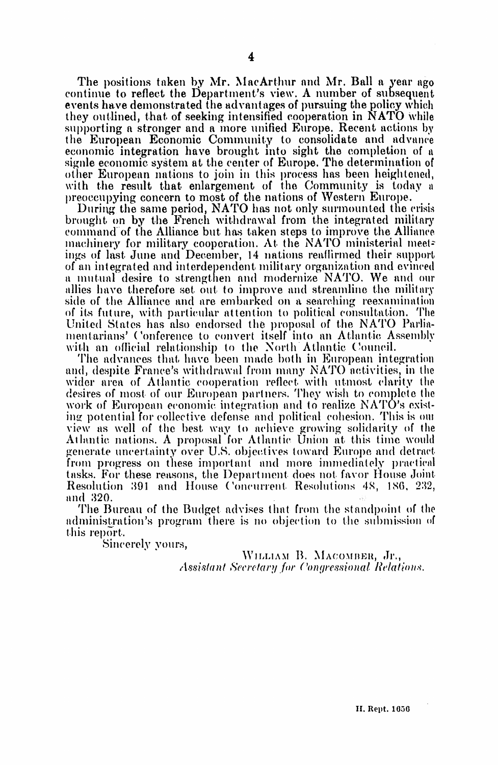The positions taken by Mr. MacArthur and Mr. Ball a year ago continue to reflect the Department's view. A number of subsequent events have demonstrated the advantages of pursuing the policy which they outlined, that of seeking intensified cooperation in NATO while supporting a stronger and a more unified Europe. Recent actions by the European Economic Community to consolidate and advance economic integration have brought into sight the completion of a signle economic system at the center of Europe. The determination of other European nations to join in this process has been heightened, with the result that enlargement of the Community is today a preoccupying concern to most of the nations of Western Europe.

During the same period, NATO has not only surmounted the crisis brought on by the French withdrawal from the integrated military command of the Alliance but has taken steps to improve the Alliance machinery for military cooperation. At the NATO ministerial meetings of last June and December, 14 nations reaffirmed their support of an integrated and interdependent military organization and evinced a mutual desire to strengthen and modernize NATO. We and our allies have therefore set out to improve and streamline the military side of the Alliance and are embarked on a searching reexamination of its future, with particular attention to political consultation. The United States has also endorsed the proposal of the NATO Parliamentarians' Conference to convert itself into an Atlantic Assembly with an official relationship to the North Atlantic Council.

The advances that have been made both in European integration and, despite France's withdrawal from many NATO activities, in the wider area of Atlantic cooperation reflect with utmost clarity the desires of most of our European partners. They wish to complete the work of European economic integration and to realize NATO's existing potential for collective defense and political cohesion. This is our view as well of the best way to achieve growing solidarity of the Atlantic nations. A proposal for Atlantic Union at this time would generate uncertainty over U.S. objectives toward Europe and detract from progress on these important and more immediately practical tasks. For these reasons, the Department does not favor House Joint Resolution 391 and House Concurrent Resolutions 48, 186, 232, and 320.

The Bureau of the Budget advises that from the standpoint of the administration's program there is no objection to the submission of this report.

Sincerely yours,

WILLIAM B. MACOMBER, Jr.,
*Assistant Secretary for Congressional Relations.*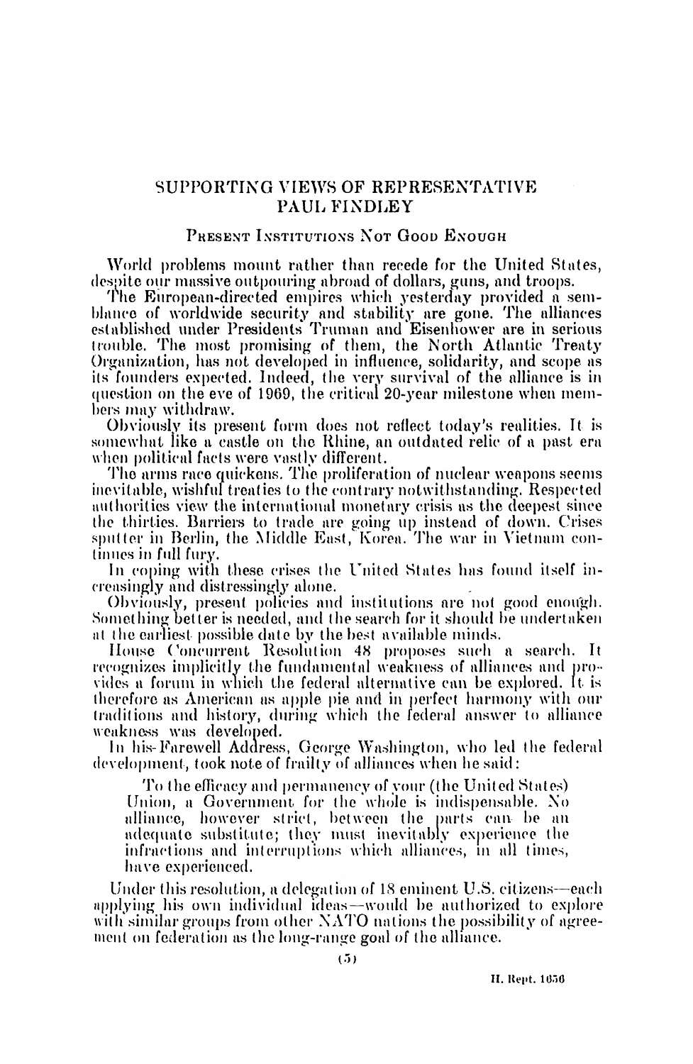## SUPPORTING VIEWS OF REPRESENTATIVE PAUL FINDLEY

### PRESENT INSTITUTIONS NOT GOOD ENOUGH

World problems mount rather than recede for the United States, despite our massive outpouring abroad of dollars, guns, and troops.

The European-directed empires which yesterday provided a semblance of worldwide security and stability are gone. The alliances established under Presidents Truman and Eisenhower are in serious trouble. The most promising of them, the North Atlantic Treaty Organization, has not developed in influence, solidarity, and scope as its founders expected. Indeed, the very survival of the alliance is in question on the eve of 1969, the critical 20-year milestone when members may withdraw.

Obviously its present form does not reflect today's realities. It is somewhat like a castle on the Rhine, an outdated relic of a past era when political facts were vastly different.

The arms race quickens. The proliferation of nuclear weapons seems inevitable, wishful treaties to the contrary notwithstanding. Respected authorities view the international monetary crisis as the deepest since the thirties. Barriers to trade are going up instead of down. Crises sputter in Berlin, the Middle East, Korea. The war in Vietnam continues in full fury.

In coping with these crises the United States has found itself increasingly and distressingly alone.

Obviously, present policies and institutions are not good enough. Something better is needed, and the search for it should be undertaken at the earliest possible date by the best available minds.

House Concurrent Resolution 48 proposes such a search. It recognizes implicitly the fundamental weakness of alliances and provides a forum in which the federal alternative can be explored. It is therefore as American as apple pie and in perfect harmony with our traditions and history, during which the federal answer to alliance weakness was developed.

In his Farewell Address, George Washington, who led the federal development, took note of frailty of alliances when he said:

> To the efficacy and permanency of your (the United States) Union, a Government for the whole is indispensable. No alliance, however strict, between the parts can be an adequate substitute; they must inevitably experience the infractions and interruptions which alliances, in all times, have experienced.

Under this resolution, a delegation of 18 eminent U.S. citizens—each applying his own individual ideas—would be authorized to explore with similar groups from other NATO nations the possibility of agreement on federation as the long-range goal of the alliance.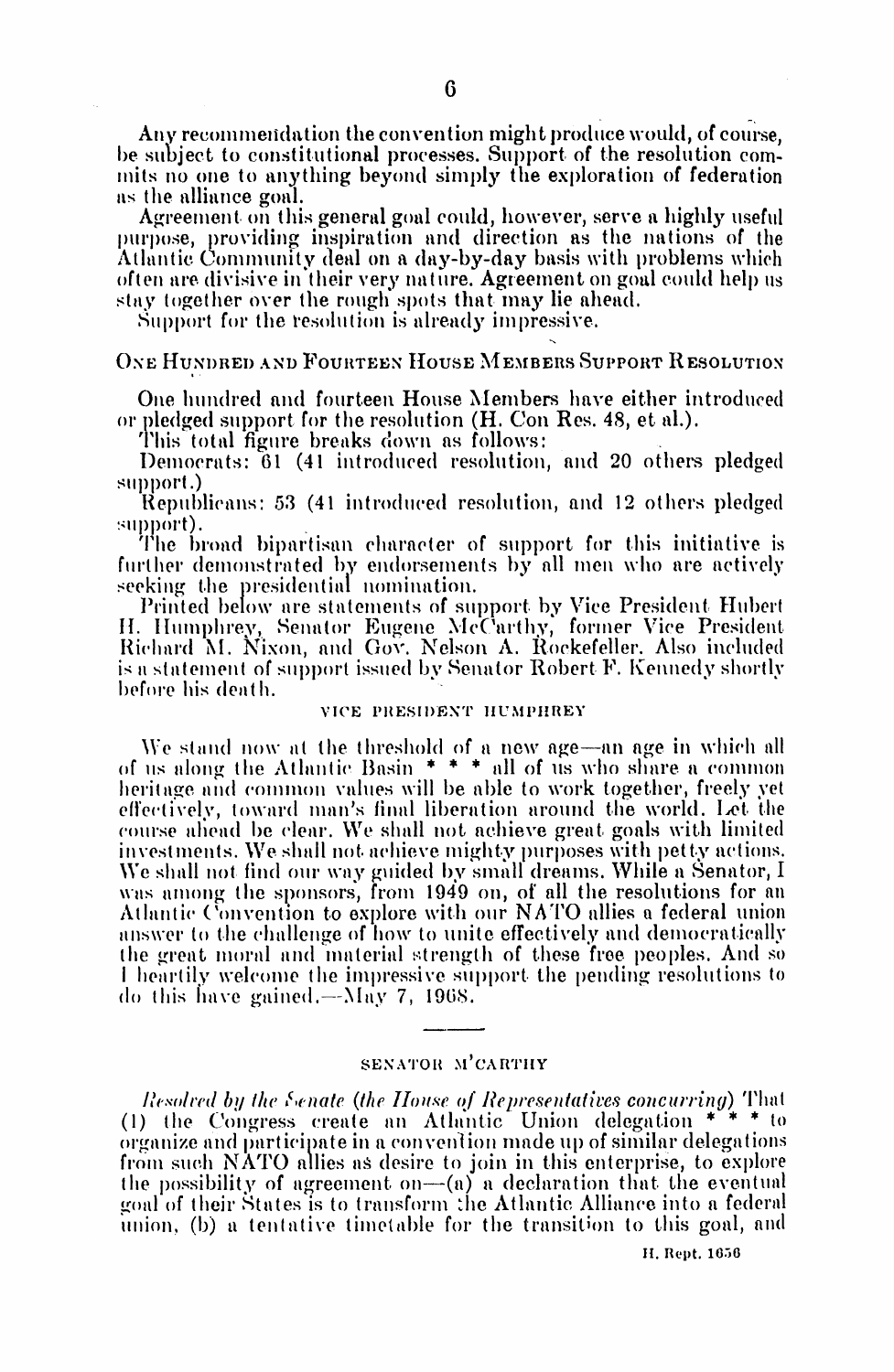Any recommendation the convention might produce would, of course, be subject to constitutional processes. Support of the resolution commits no one to anything beyond simply the exploration of federation as the alliance goal.

Agreement on this general goal could, however, serve a highly useful purpose, providing inspiration and direction as the nations of the Atlantic Community deal on a day-by-day basis with problems which often are divisive in their very nature. Agreement on goal could help us stay together over the rough spots that may lie ahead.

Support for the resolution is already impressive.

## ONE HUNDRED AND FOURTEEN HOUSE MEMBERS SUPPORT RESOLUTION

One hundred and fourteen House Members have either introduced or pledged support for the resolution (H. Con Res. 48, et al.).

This total figure breaks down as follows:

Democrats: 61 (41 introduced resolution, and 20 others pledged support.)

Republicans: 53 (41 introduced resolution, and 12 others pledged support).

The broad bipartisan character of support for this initiative is further demonstrated by endorsements by all men who are actively seeking the presidential nomination.

Printed below are statements of support by Vice President Hubert H. Humphrey, Senator Eugene McCarthy, former Vice President Richard M. Nixon, and Gov. Nelson A. Rockefeller. Also included is a statement of support issued by Senator Robert F. Kennedy shortly before his death.

### VICE PRESIDENT HUMPHREY

We stand now at the threshold of a new age—an age in which all of us along the Atlantic Basin * * * all of us who share a common heritage and common values will be able to work together, freely yet effectively, toward man's final liberation around the world. Let the course ahead be clear. We shall not achieve great goals with limited investments. We shall not achieve mighty purposes with petty actions. We shall not find our way guided by small dreams. While a Senator, I was among the sponsors, from 1949 on, of all the resolutions for an Atlantic Convention to explore with our NATO allies a federal union answer to the challenge of how to unite effectively and democratically the great moral and material strength of these free peoples. And so I heartily welcome the impressive support the pending resolutions to do this have gained.—May 7, 1968.

---

### SENATOR M'CARTHY

*Resolved by the Senate (the House of Representatives concurring)* That (1) the Congress create an Atlantic Union delegation * * * to organize and participate in a convention made up of similar delegations from such NATO allies as desire to join in this enterprise, to explore the possibility of agreement on—(a) a declaration that the eventual goal of their States is to transform the Atlantic Alliance into a federal union, (b) a tentative timetable for the transition to this goal, and

H. Rept. 1656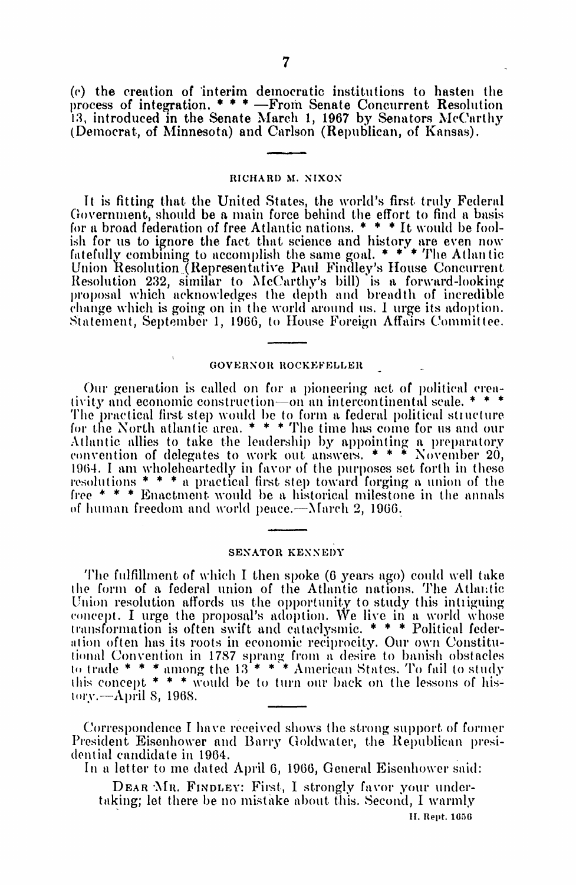(c) the creation of interim democratic institutions to hasten the process of integration. * * * —From Senate Concurrent Resolution 13, introduced in the Senate March 1, 1967 by Senators McCarthy (Democrat, of Minnesota) and Carlson (Republican, of Kansas).

---

### RICHARD M. NIXON

It is fitting that the United States, the world's first truly Federal Government, should be a main force behind the effort to find a basis for a broad federation of free Atlantic nations. * * * It would be foolish for us to ignore the fact that science and history are even now fatefully combining to accomplish the same goal. * * * The Atlantic Union Resolution (Representative Paul Findley's House Concurrent Resolution 232, similar to McCarthy's bill) is a forward-looking proposal which acknowledges the depth and breadth of incredible change which is going on in the world around us. I urge its adoption. Statement, September 1, 1966, to House Foreign Affairs Committee.

---

### GOVERNOR ROCKEFELLER

Our generation is called on for a pioneering act of political creativity and economic construction—on an intercontinental scale. * * * The practical first step would be to form a federal political structure for the North atlantic area. * * * The time has come for us and our Atlantic allies to take the leadership by appointing a preparatory convention of delegates to work out answers. * * * November 20, 1964. I am wholeheartedly in favor of the purposes set forth in these resolutions * * * a practical first step toward forging a union of the free * * * Enactment would be a historical milestone in the annals of human freedom and world peace.—March 2, 1966.

---

### SENATOR KENNEDY

The fulfillment of which I then spoke (6 years ago) could well take the form of a federal union of the Atlantic nations. The Atlantic Union resolution affords us the opportunity to study this intriguing concept. I urge the proposal's adoption. We live in a world whose transformation is often swift and cataclysmic. * * * Political federation often has its roots in economic reciprocity. Our own Constitutional Convention in 1787 sprang from a desire to banish obstacles to trade * * * among the 13 * * * American States. To fail to study this concept * * * would be to turn our back on the lessons of history.—April 8, 1968.

---

Correspondence I have received shows the strong support of former President Eisenhower and Barry Goldwater, the Republican presidential candidate in 1964.

In a letter to me dated April 6, 1966, General Eisenhower said:

> DEAR MR. FINDLEY: First, I strongly favor your undertaking; let there be no mistake about this. Second, I warmly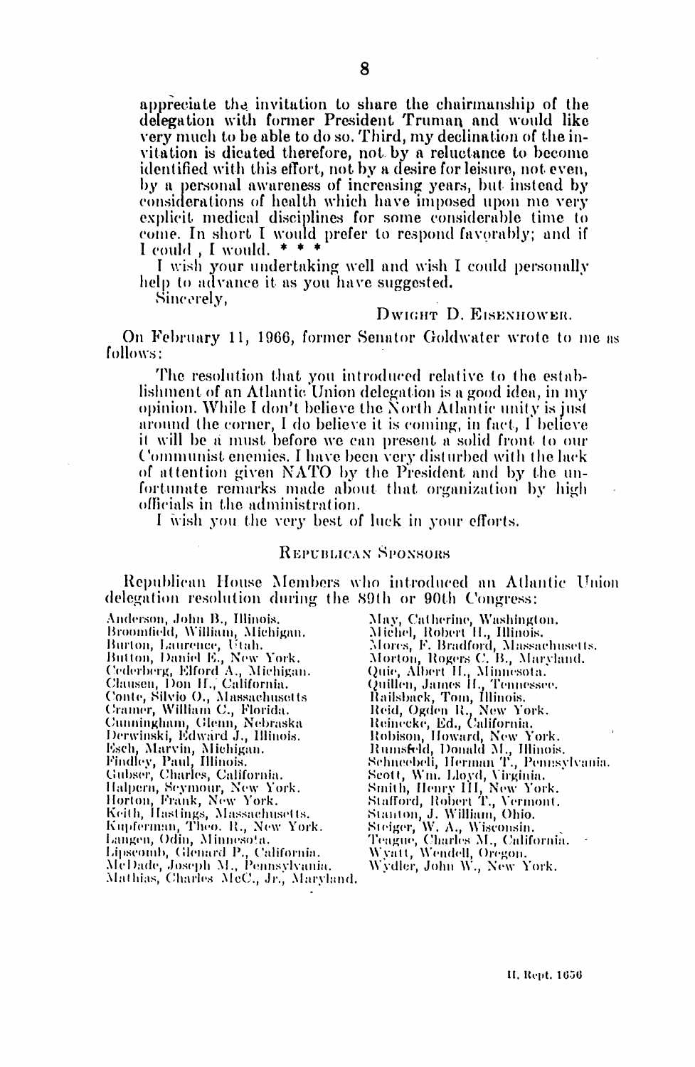appreciate the invitation to share the chairmanship of the delegation with former President Truman and would like very much to be able to do so. Third, my declination of the invitation is dicated therefore, not by a reluctance to become identified with this effort, not by a desire for leisure, not even, by a personal awareness of increasing years, but instead by considerations of health which have imposed upon me very explicit medical disciplines for some considerable time to come. In short I would prefer to respond favorably; and if I could , I would. * * *

I wish your undertaking well and wish I could personally help to advance it as you have suggested.

Sincerely,

DWIGHT D. EISENHOWER.

On February 11, 1966, former Senator Goldwater wrote to me as follows:

> The resolution that you introduced relative to the establishment of an Atlantic Union delegation is a good idea, in my opinion. While I don't believe the North Atlantic unity is just around the corner, I do believe it is coming, in fact, I believe it will be a must before we can present a solid front to our Communist enemies. I have been very disturbed with the lack of attention given NATO by the President and by the unfortunate remarks made about that organization by high officials in the administration.
>
> I wish you the very best of luck in your efforts.

## REPUBLICAN SPONSORS

Republican House Members who introduced an Atlantic Union delegation resolution during the 89th or 90th Congress:

Anderson, John B., Illinois.
Broomfield, William, Michigan.
Burton, Laurence, Utah.
Button, Daniel E., New York.
Cederberg, Elford A., Michigan.
Clausen, Don H., California.
Conte, Silvio O., Massachusetts
Cramer, William C., Florida.
Cunningham, Glenn, Nebraska
Derwinski, Edward J., Illinois.
Esch, Marvin, Michigan.
Findley, Paul, Illinois.
Gubser, Charles, California.
Halpern, Seymour, New York.
Horton, Frank, New York.
Keith, Hastings, Massachusetts.
Kupferman, Theo. R., New York.
Langen, Odin, Minnesota.
Lipscomb, Glenard P., California.
McDade, Joseph M., Pennsylvania.
Mathias, Charles McC., Jr., Maryland.
May, Catherine, Washington.
Michel, Robert H., Illinois.
Morse, F. Bradford, Massachusetts.
Morton, Rogers C. B., Maryland.
Quie, Albert H., Minnesota.
Quillen, James H., Tennessee.
Railsback, Tom, Illinois.
Reid, Ogden R., New York.
Reinecke, Ed., California.
Robison, Howard, New York.
Rumsfeld, Donald M., Illinois.
Schneebeli, Herman T., Pennsylvania.
Scott, Wm. Lloyd, Virginia.
Smith, Henry III, New York.
Stafford, Robert T., Vermont.
Stanton, J. William, Ohio.
Steiger, W. A., Wisconsin.
Teague, Charles M., California.
Wyatt, Wendell, Oregon.
Wydler, John W., New York.

H. Rept. 1656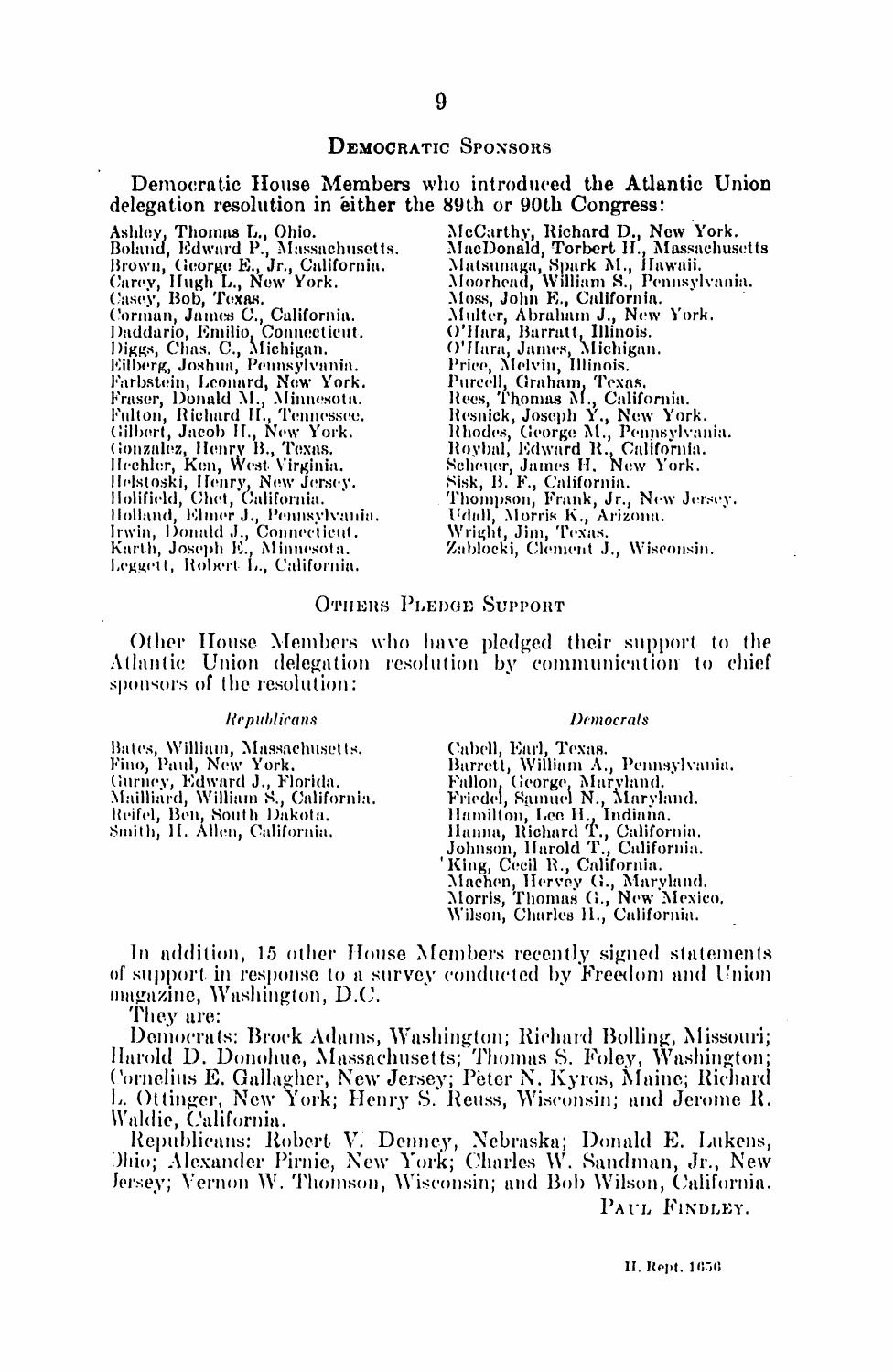## Democratic Sponsors

Democratic House Members who introduced the Atlantic Union delegation resolution in either the 89th or 90th Congress:

Ashley, Thomas L., Ohio.
Boland, Edward P., Massachusetts.
Brown, George E., Jr., California.
Carey, Hugh L., New York.
Casey, Bob, Texas.
Corman, James C., California.
Daddario, Emilio, Connecticut.
Diggs, Chas. C., Michigan.
Eilberg, Joshua, Pennsylvania.
Farbstein, Leonard, New York.
Fraser, Donald M., Minnesota.
Fulton, Richard H., Tennessee.
Gilbert, Jacob H., New York.
Gonzalez, Henry B., Texas.
Hechler, Ken, West Virginia.
Helstoski, Henry, New Jersey.
Holifield, Chet, California.
Holland, Elmer J., Pennsylvania.
Irwin, Donald J., Connecticut.
Karth, Joseph E., Minnesota.
Leggett, Robert L., California.
McCarthy, Richard D., New York.
MacDonald, Torbert H., Massachusetts
Matsunaga, Spark M., Hawaii.
Moorhead, William S., Pennsylvania.
Moss, John E., California.
Multer, Abraham J., New York.
O'Hara, Barratt, Illinois.
O'Hara, James, Michigan.
Price, Melvin, Illinois.
Purcell, Graham, Texas.
Rees, Thomas M., California.
Resnick, Joseph Y., New York.
Rhodes, George M., Pennsylvania.
Roybal, Edward R., California.
Scheuer, James H. New York.
Sisk, B. F., California.
Thompson, Frank, Jr., New Jersey.
Udall, Morris K., Arizona.
Wright, Jim, Texas.
Zablocki, Clement J., Wisconsin.

## Others Pledge Support

Other House Members who have pledged their support to the Atlantic Union delegation resolution by communication to chief sponsors of the resolution:

*Republicans*

Bates, William, Massachusetts.
Fino, Paul, New York.
Gurney, Edward J., Florida.
Mailliard, William S., California.
Reifel, Ben, South Dakota.
Smith, H. Allen, California.

*Democrats*

Cabell, Earl, Texas.
Barrett, William A., Pennsylvania.
Fallon, George, Maryland.
Friedel, Samuel N., Maryland.
Hamilton, Lee H., Indiana.
Hanna, Richard T., California.
Johnson, Harold T., California.
King, Cecil R., California.
Machen, Hervey G., Maryland.
Morris, Thomas G., New Mexico.
Wilson, Charles H., California.

In addition, 15 other House Members recently signed statements of support in response to a survey conducted by Freedom and Union magazine, Washington, D.C.

They are:

Democrats: Brock Adams, Washington; Richard Bolling, Missouri; Harold D. Donohue, Massachusetts; Thomas S. Foley, Washington; Cornelius E. Gallagher, New Jersey; Peter N. Kyros, Maine; Richard L. Ottinger, New York; Henry S. Reuss, Wisconsin; and Jerome R. Waldie, California.

Republicans: Robert V. Denney, Nebraska; Donald E. Lukens, Ohio; Alexander Pirnie, New York; Charles W. Sandman, Jr., New Jersey; Vernon W. Thomson, Wisconsin; and Bob Wilson, California.

Paul Findley.

H. Rept. 1656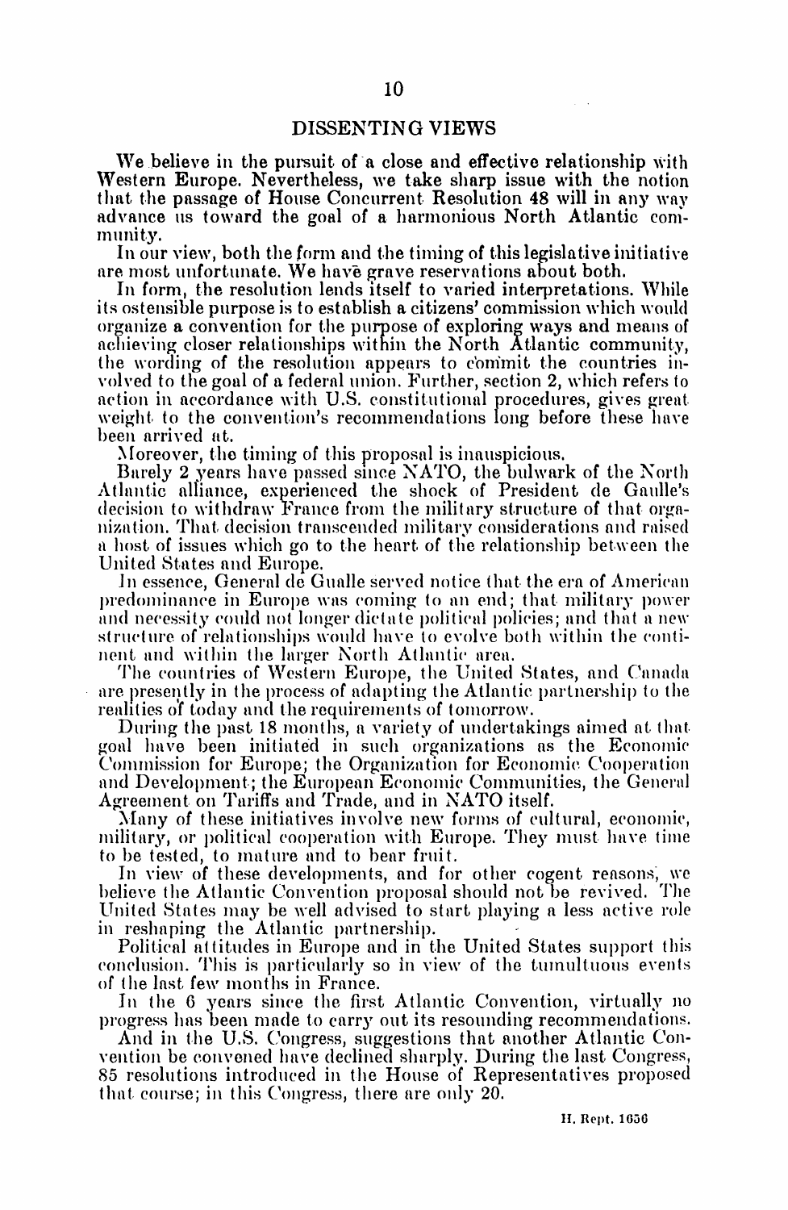## DISSENTING VIEWS

We believe in the pursuit of a close and effective relationship with Western Europe. Nevertheless, we take sharp issue with the notion that the passage of House Concurrent Resolution 48 will in any way advance us toward the goal of a harmonious North Atlantic community.

In our view, both the form and the timing of this legislative initiative are most unfortunate. We have grave reservations about both.

In form, the resolution lends itself to varied interpretations. While its ostensible purpose is to establish a citizens' commission which would organize a convention for the purpose of exploring ways and means of achieving closer relationships within the North Atlantic community, the wording of the resolution appears to commit the countries involved to the goal of a federal union. Further, section 2, which refers to action in accordance with U.S. constitutional procedures, gives great weight to the convention's recommendations long before these have been arrived at.

Moreover, the timing of this proposal is inauspicious.

Barely 2 years have passed since NATO, the bulwark of the North Atlantic alliance, experienced the shock of President de Gaulle's decision to withdraw France from the military structure of that organization. That decision transcended military considerations and raised a host of issues which go to the heart of the relationship between the United States and Europe.

In essence, General de Gualle served notice that the era of American predominance in Europe was coming to an end; that military power and necessity could not longer dictate political policies; and that a new structure of relationships would have to evolve both within the continent and within the larger North Atlantic area.

The countries of Western Europe, the United States, and Canada are presently in the process of adapting the Atlantic partnership to the realities of today and the requirements of tomorrow.

During the past 18 months, a variety of undertakings aimed at that goal have been initiated in such organizations as the Economic Commission for Europe; the Organization for Economic Cooperation and Development; the European Economic Communities, the General Agreement on Tariffs and Trade, and in NATO itself.

Many of these initiatives involve new forms of cultural, economic, military, or political cooperation with Europe. They must have time to be tested, to mature and to bear fruit.

In view of these developments, and for other cogent reasons, we believe the Atlantic Convention proposal should not be revived. The United States may be well advised to start playing a less active role in reshaping the Atlantic partnership.

Political attitudes in Europe and in the United States support this conclusion. This is particularly so in view of the tumultuous events of the last few months in France.

In the 6 years since the first Atlantic Convention, virtually no progress has been made to carry out its resounding recommendations.

And in the U.S. Congress, suggestions that another Atlantic Convention be convened have declined sharply. During the last Congress, 85 resolutions introduced in the House of Representatives proposed that course; in this Congress, there are only 20.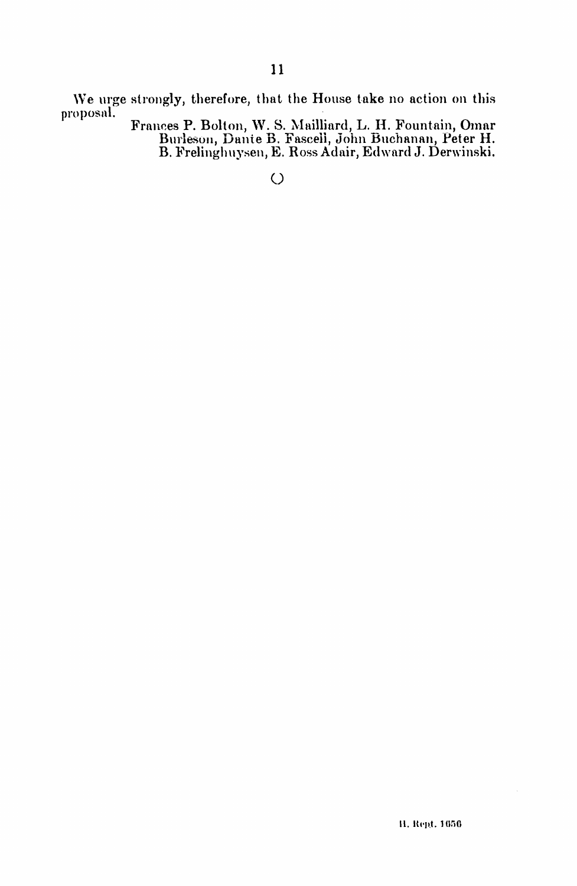We urge strongly, therefore, that the House take no action on this proposal.

Frances P. Bolton, W. S. Mailliard, L. H. Fountain, Omar Burleson, Dante B. Fascell, John Buchanan, Peter H. B. Frelinghuysen, E. Ross Adair, Edward J. Derwinski.

○

H. Rept. 1656